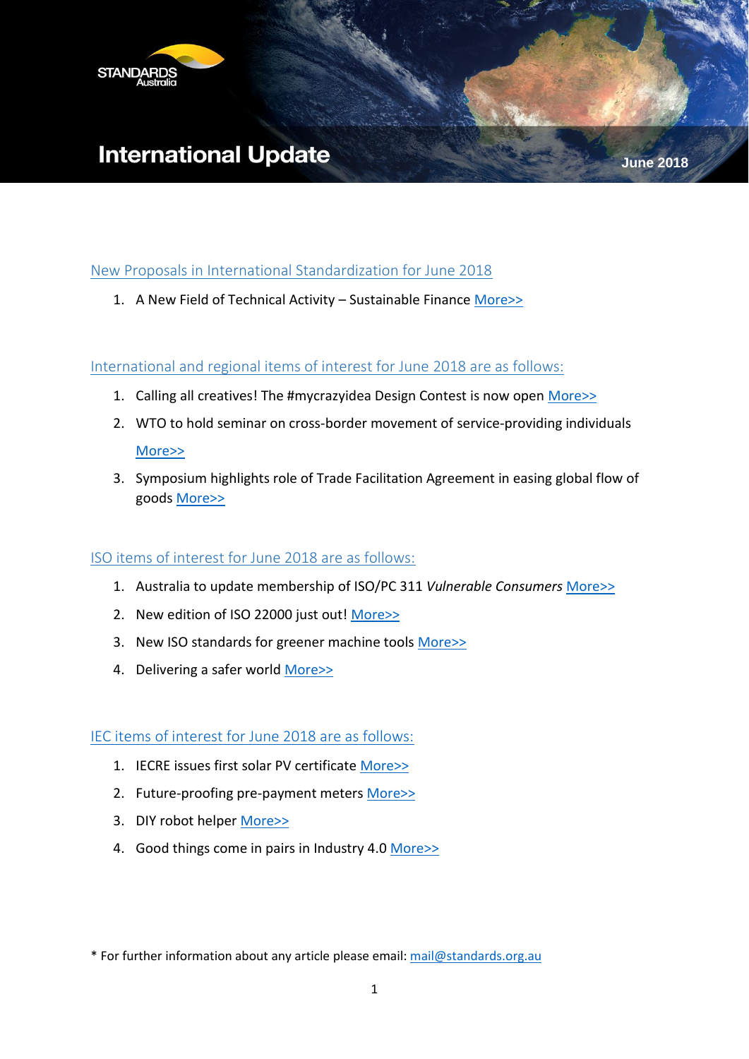# International Update

June 2018

## New Proposals in International Standardization for June 2018

1. A New Field of Technical Activity – Sustainable Finance More>>

## International and regional items of interest for June 2018 are as follows:

1. Calling all creatives! The #mycrazyidea Design Contest is now open More>>
2. WTO to hold seminar on cross-border movement of service-providing individuals More>>
3. Symposium highlights role of Trade Facilitation Agreement in easing global flow of goods More>>

## ISO items of interest for June 2018 are as follows:

1. Australia to update membership of ISO/PC 311 *Vulnerable Consumers* More>>
2. New edition of ISO 22000 just out! More>>
3. New ISO standards for greener machine tools More>>
4. Delivering a safer world More>>

## IEC items of interest for June 2018 are as follows:

1. IECRE issues first solar PV certificate More>>
2. Future-proofing pre-payment meters More>>
3. DIY robot helper More>>
4. Good things come in pairs in Industry 4.0 More>>

* For further information about any article please email: mail@standards.org.au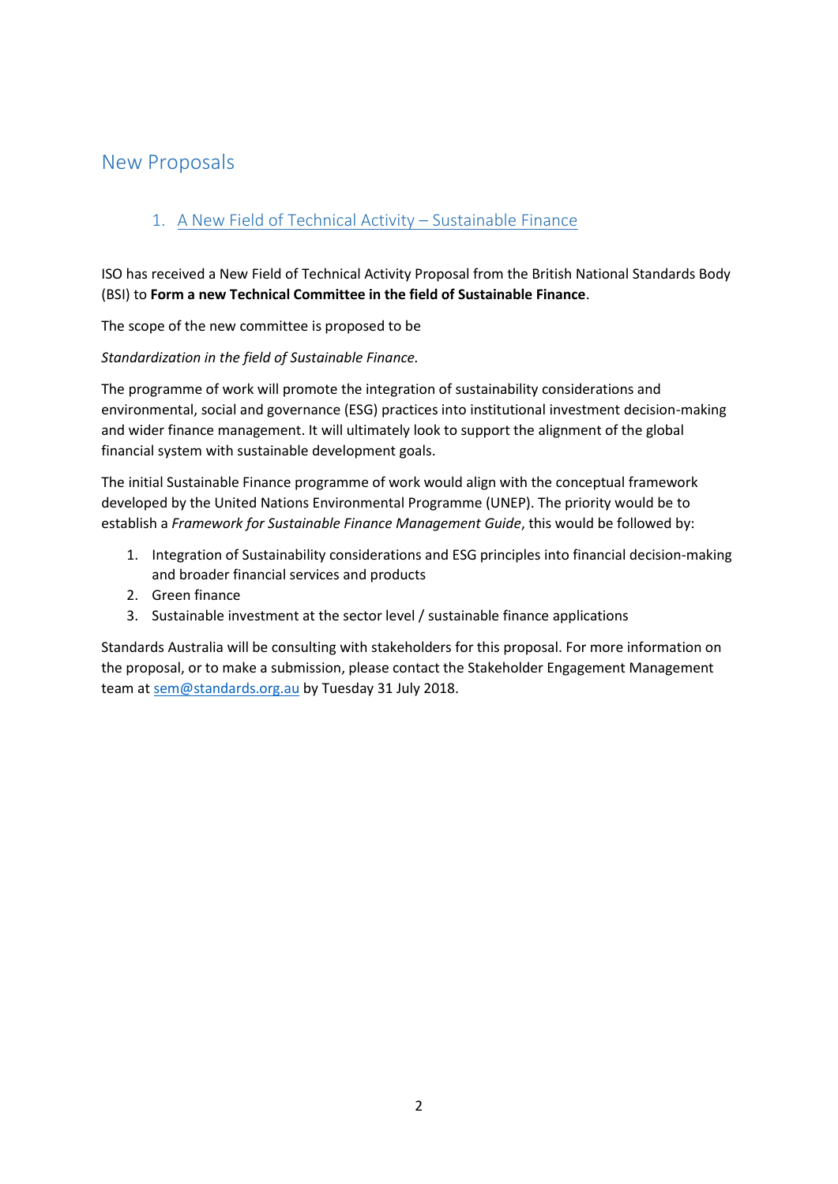# New Proposals

## 1. A New Field of Technical Activity – Sustainable Finance

ISO has received a New Field of Technical Activity Proposal from the British National Standards Body (BSI) to **Form a new Technical Committee in the field of Sustainable Finance**.

The scope of the new committee is proposed to be

*Standardization in the field of Sustainable Finance.*

The programme of work will promote the integration of sustainability considerations and environmental, social and governance (ESG) practices into institutional investment decision-making and wider finance management. It will ultimately look to support the alignment of the global financial system with sustainable development goals.

The initial Sustainable Finance programme of work would align with the conceptual framework developed by the United Nations Environmental Programme (UNEP). The priority would be to establish a *Framework for Sustainable Finance Management Guide*, this would be followed by:

1. Integration of Sustainability considerations and ESG principles into financial decision-making and broader financial services and products
2. Green finance
3. Sustainable investment at the sector level / sustainable finance applications

Standards Australia will be consulting with stakeholders for this proposal. For more information on the proposal, or to make a submission, please contact the Stakeholder Engagement Management team at sem@standards.org.au by Tuesday 31 July 2018.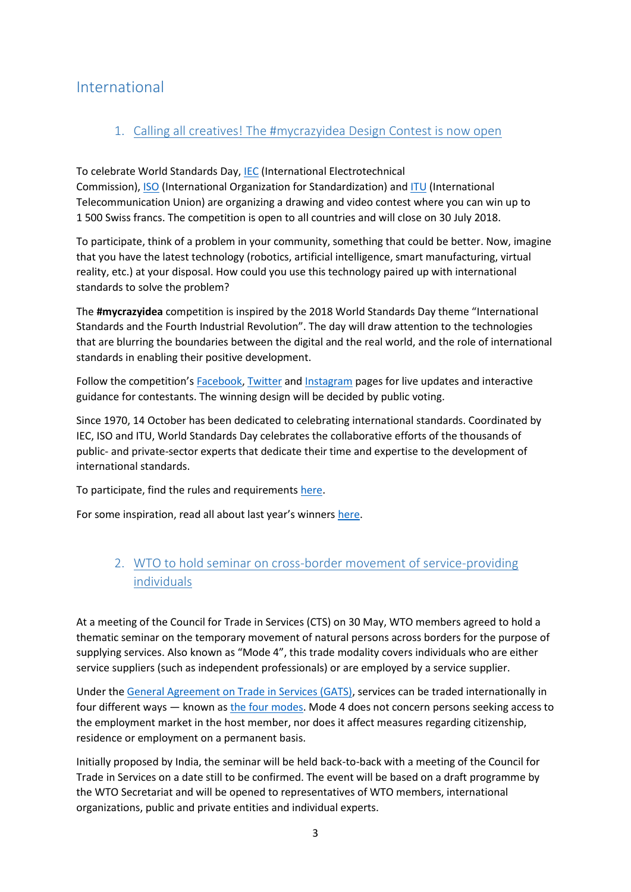# International

## 1. Calling all creatives! The #mycrazyidea Design Contest is now open

To celebrate World Standards Day, IEC (International Electrotechnical Commission), ISO (International Organization for Standardization) and ITU (International Telecommunication Union) are organizing a drawing and video contest where you can win up to 1 500 Swiss francs. The competition is open to all countries and will close on 30 July 2018.

To participate, think of a problem in your community, something that could be better. Now, imagine that you have the latest technology (robotics, artificial intelligence, smart manufacturing, virtual reality, etc.) at your disposal. How could you use this technology paired up with international standards to solve the problem?

The **#mycrazyidea** competition is inspired by the 2018 World Standards Day theme "International Standards and the Fourth Industrial Revolution". The day will draw attention to the technologies that are blurring the boundaries between the digital and the real world, and the role of international standards in enabling their positive development.

Follow the competition's Facebook, Twitter and Instagram pages for live updates and interactive guidance for contestants. The winning design will be decided by public voting.

Since 1970, 14 October has been dedicated to celebrating international standards. Coordinated by IEC, ISO and ITU, World Standards Day celebrates the collaborative efforts of the thousands of public- and private-sector experts that dedicate their time and expertise to the development of international standards.

To participate, find the rules and requirements here.

For some inspiration, read all about last year's winners here.

## 2. WTO to hold seminar on cross-border movement of service-providing individuals

At a meeting of the Council for Trade in Services (CTS) on 30 May, WTO members agreed to hold a thematic seminar on the temporary movement of natural persons across borders for the purpose of supplying services. Also known as "Mode 4", this trade modality covers individuals who are either service suppliers (such as independent professionals) or are employed by a service supplier.

Under the General Agreement on Trade in Services (GATS), services can be traded internationally in four different ways — known as the four modes. Mode 4 does not concern persons seeking access to the employment market in the host member, nor does it affect measures regarding citizenship, residence or employment on a permanent basis.

Initially proposed by India, the seminar will be held back-to-back with a meeting of the Council for Trade in Services on a date still to be confirmed. The event will be based on a draft programme by the WTO Secretariat and will be opened to representatives of WTO members, international organizations, public and private entities and individual experts.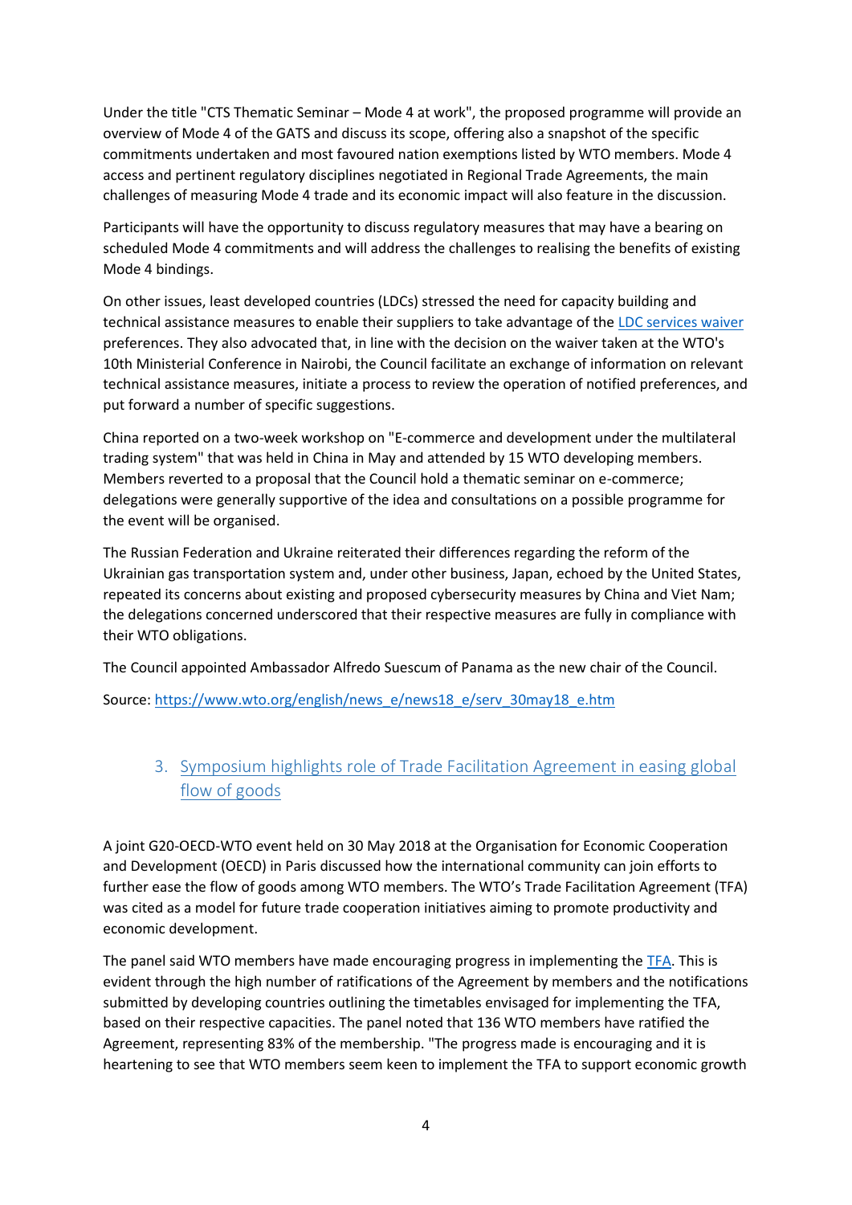Under the title "CTS Thematic Seminar – Mode 4 at work", the proposed programme will provide an overview of Mode 4 of the GATS and discuss its scope, offering also a snapshot of the specific commitments undertaken and most favoured nation exemptions listed by WTO members. Mode 4 access and pertinent regulatory disciplines negotiated in Regional Trade Agreements, the main challenges of measuring Mode 4 trade and its economic impact will also feature in the discussion.

Participants will have the opportunity to discuss regulatory measures that may have a bearing on scheduled Mode 4 commitments and will address the challenges to realising the benefits of existing Mode 4 bindings.

On other issues, least developed countries (LDCs) stressed the need for capacity building and technical assistance measures to enable their suppliers to take advantage of the LDC services waiver preferences. They also advocated that, in line with the decision on the waiver taken at the WTO's 10th Ministerial Conference in Nairobi, the Council facilitate an exchange of information on relevant technical assistance measures, initiate a process to review the operation of notified preferences, and put forward a number of specific suggestions.

China reported on a two-week workshop on "E-commerce and development under the multilateral trading system" that was held in China in May and attended by 15 WTO developing members. Members reverted to a proposal that the Council hold a thematic seminar on e-commerce; delegations were generally supportive of the idea and consultations on a possible programme for the event will be organised.

The Russian Federation and Ukraine reiterated their differences regarding the reform of the Ukrainian gas transportation system and, under other business, Japan, echoed by the United States, repeated its concerns about existing and proposed cybersecurity measures by China and Viet Nam; the delegations concerned underscored that their respective measures are fully in compliance with their WTO obligations.

The Council appointed Ambassador Alfredo Suescum of Panama as the new chair of the Council.

Source: https://www.wto.org/english/news_e/news18_e/serv_30may18_e.htm

## 3. Symposium highlights role of Trade Facilitation Agreement in easing global flow of goods

A joint G20-OECD-WTO event held on 30 May 2018 at the Organisation for Economic Cooperation and Development (OECD) in Paris discussed how the international community can join efforts to further ease the flow of goods among WTO members. The WTO's Trade Facilitation Agreement (TFA) was cited as a model for future trade cooperation initiatives aiming to promote productivity and economic development.

The panel said WTO members have made encouraging progress in implementing the TFA. This is evident through the high number of ratifications of the Agreement by members and the notifications submitted by developing countries outlining the timetables envisaged for implementing the TFA, based on their respective capacities. The panel noted that 136 WTO members have ratified the Agreement, representing 83% of the membership. "The progress made is encouraging and it is heartening to see that WTO members seem keen to implement the TFA to support economic growth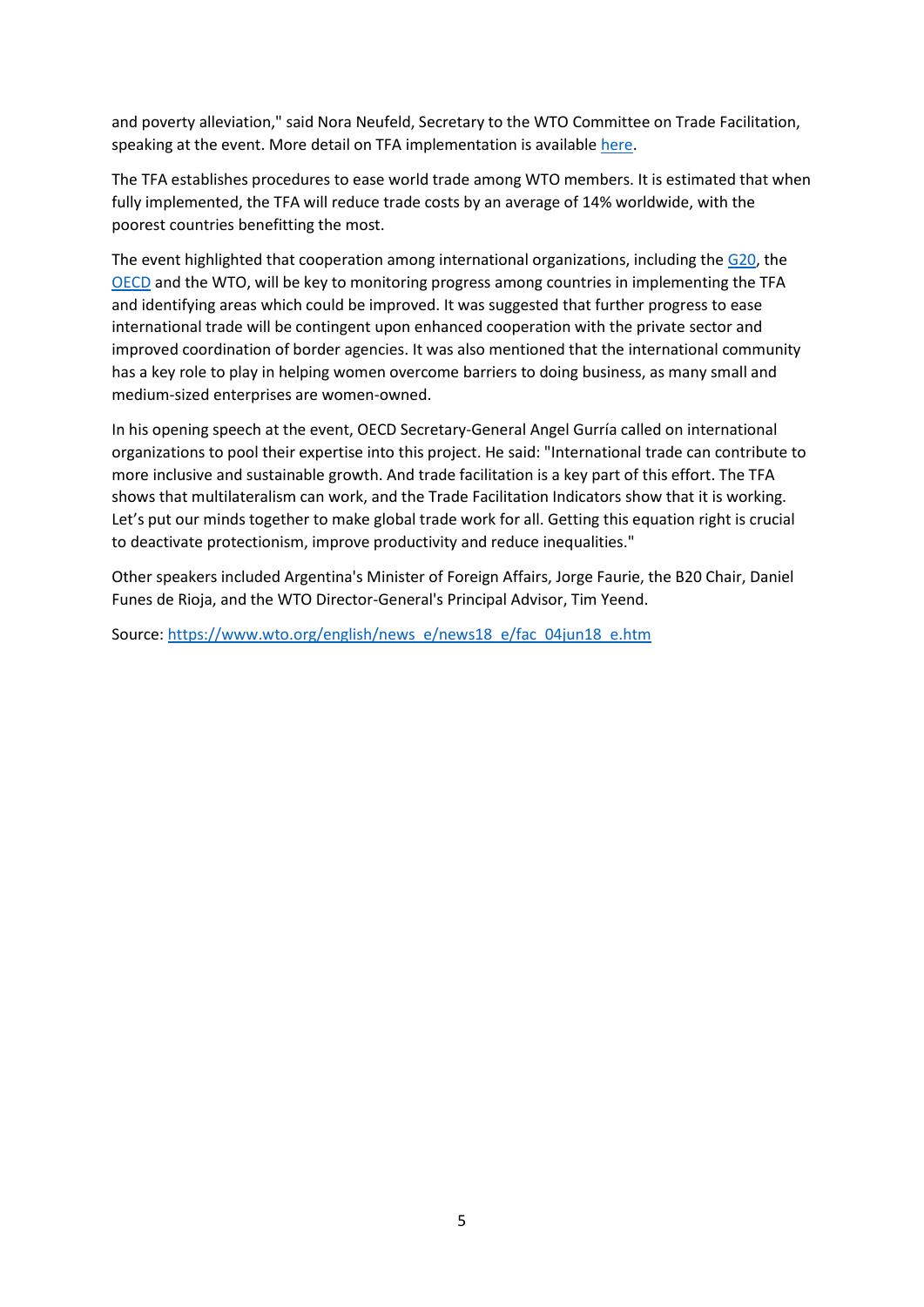and poverty alleviation," said Nora Neufeld, Secretary to the WTO Committee on Trade Facilitation, speaking at the event. More detail on TFA implementation is available here.

The TFA establishes procedures to ease world trade among WTO members. It is estimated that when fully implemented, the TFA will reduce trade costs by an average of 14% worldwide, with the poorest countries benefitting the most.

The event highlighted that cooperation among international organizations, including the G20, the OECD and the WTO, will be key to monitoring progress among countries in implementing the TFA and identifying areas which could be improved. It was suggested that further progress to ease international trade will be contingent upon enhanced cooperation with the private sector and improved coordination of border agencies. It was also mentioned that the international community has a key role to play in helping women overcome barriers to doing business, as many small and medium-sized enterprises are women-owned.

In his opening speech at the event, OECD Secretary-General Angel Gurría called on international organizations to pool their expertise into this project. He said: "International trade can contribute to more inclusive and sustainable growth. And trade facilitation is a key part of this effort. The TFA shows that multilateralism can work, and the Trade Facilitation Indicators show that it is working. Let's put our minds together to make global trade work for all. Getting this equation right is crucial to deactivate protectionism, improve productivity and reduce inequalities."

Other speakers included Argentina's Minister of Foreign Affairs, Jorge Faurie, the B20 Chair, Daniel Funes de Rioja, and the WTO Director-General's Principal Advisor, Tim Yeend.

Source: https://www.wto.org/english/news_e/news18_e/fac_04jun18_e.htm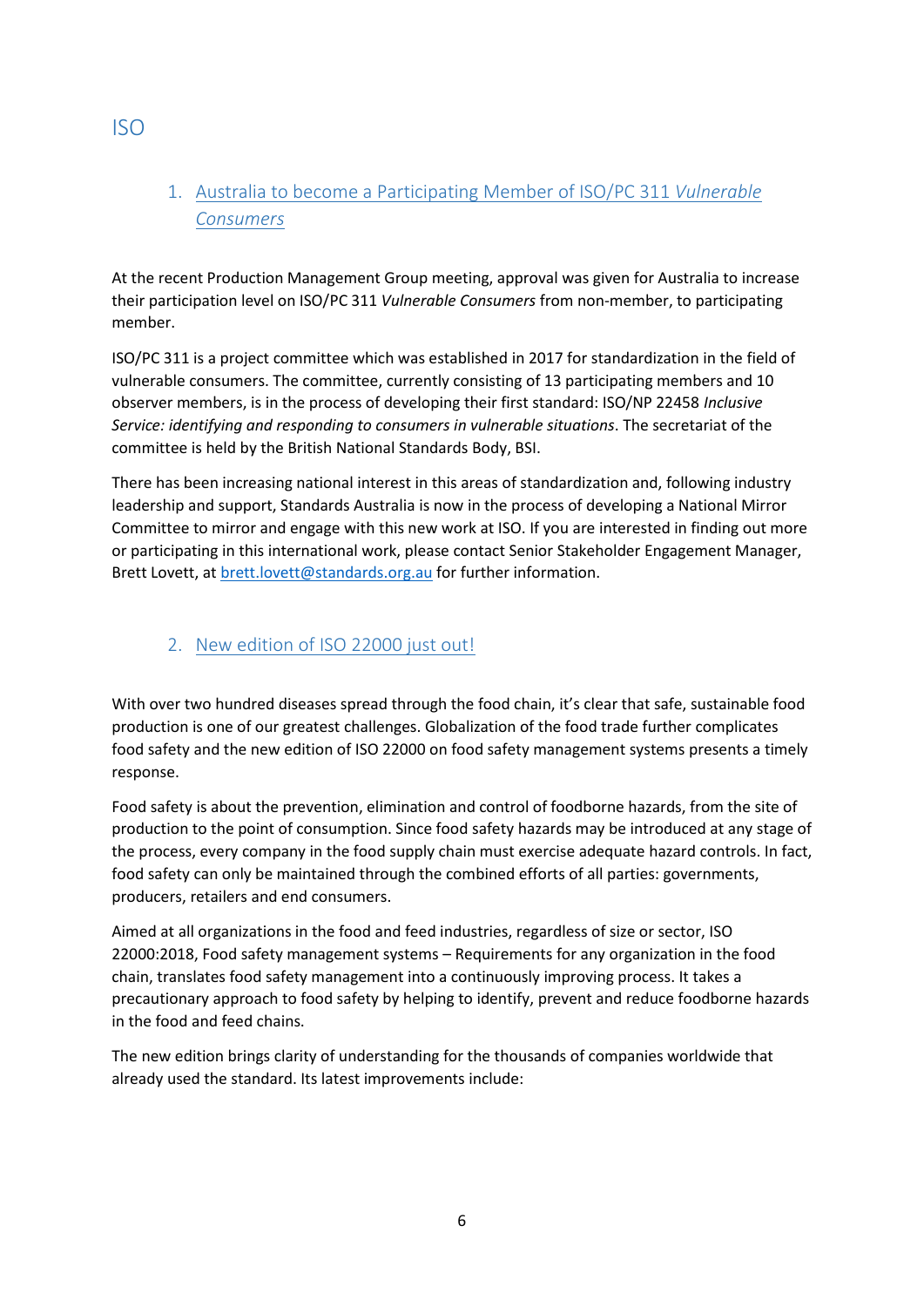# ISO

## 1. Australia to become a Participating Member of ISO/PC 311 *Vulnerable Consumers*

At the recent Production Management Group meeting, approval was given for Australia to increase their participation level on ISO/PC 311 *Vulnerable Consumers* from non-member, to participating member.

ISO/PC 311 is a project committee which was established in 2017 for standardization in the field of vulnerable consumers. The committee, currently consisting of 13 participating members and 10 observer members, is in the process of developing their first standard: ISO/NP 22458 *Inclusive Service: identifying and responding to consumers in vulnerable situations*. The secretariat of the committee is held by the British National Standards Body, BSI.

There has been increasing national interest in this areas of standardization and, following industry leadership and support, Standards Australia is now in the process of developing a National Mirror Committee to mirror and engage with this new work at ISO. If you are interested in finding out more or participating in this international work, please contact Senior Stakeholder Engagement Manager, Brett Lovett, at brett.lovett@standards.org.au for further information.

## 2. New edition of ISO 22000 just out!

With over two hundred diseases spread through the food chain, it's clear that safe, sustainable food production is one of our greatest challenges. Globalization of the food trade further complicates food safety and the new edition of ISO 22000 on food safety management systems presents a timely response.

Food safety is about the prevention, elimination and control of foodborne hazards, from the site of production to the point of consumption. Since food safety hazards may be introduced at any stage of the process, every company in the food supply chain must exercise adequate hazard controls. In fact, food safety can only be maintained through the combined efforts of all parties: governments, producers, retailers and end consumers.

Aimed at all organizations in the food and feed industries, regardless of size or sector, ISO 22000:2018, Food safety management systems – Requirements for any organization in the food chain, translates food safety management into a continuously improving process. It takes a precautionary approach to food safety by helping to identify, prevent and reduce foodborne hazards in the food and feed chains.

The new edition brings clarity of understanding for the thousands of companies worldwide that already used the standard. Its latest improvements include: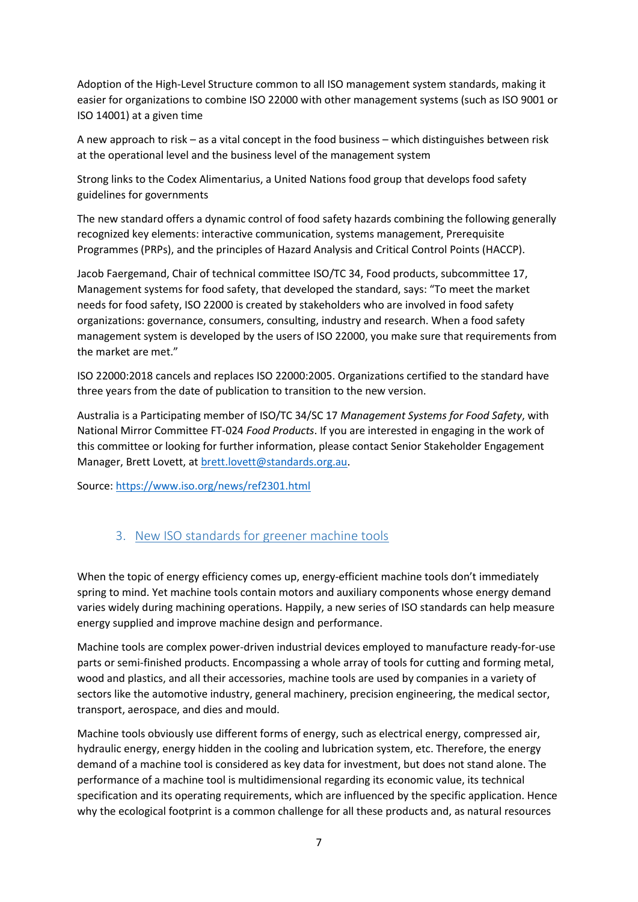Adoption of the High-Level Structure common to all ISO management system standards, making it easier for organizations to combine ISO 22000 with other management systems (such as ISO 9001 or ISO 14001) at a given time

A new approach to risk – as a vital concept in the food business – which distinguishes between risk at the operational level and the business level of the management system

Strong links to the Codex Alimentarius, a United Nations food group that develops food safety guidelines for governments

The new standard offers a dynamic control of food safety hazards combining the following generally recognized key elements: interactive communication, systems management, Prerequisite Programmes (PRPs), and the principles of Hazard Analysis and Critical Control Points (HACCP).

Jacob Faergemand, Chair of technical committee ISO/TC 34, Food products, subcommittee 17, Management systems for food safety, that developed the standard, says: "To meet the market needs for food safety, ISO 22000 is created by stakeholders who are involved in food safety organizations: governance, consumers, consulting, industry and research. When a food safety management system is developed by the users of ISO 22000, you make sure that requirements from the market are met."

ISO 22000:2018 cancels and replaces ISO 22000:2005. Organizations certified to the standard have three years from the date of publication to transition to the new version.

Australia is a Participating member of ISO/TC 34/SC 17 *Management Systems for Food Safety*, with National Mirror Committee FT-024 *Food Products*. If you are interested in engaging in the work of this committee or looking for further information, please contact Senior Stakeholder Engagement Manager, Brett Lovett, at brett.lovett@standards.org.au.

Source: https://www.iso.org/news/ref2301.html

## 3. New ISO standards for greener machine tools

When the topic of energy efficiency comes up, energy-efficient machine tools don't immediately spring to mind. Yet machine tools contain motors and auxiliary components whose energy demand varies widely during machining operations. Happily, a new series of ISO standards can help measure energy supplied and improve machine design and performance.

Machine tools are complex power-driven industrial devices employed to manufacture ready-for-use parts or semi-finished products. Encompassing a whole array of tools for cutting and forming metal, wood and plastics, and all their accessories, machine tools are used by companies in a variety of sectors like the automotive industry, general machinery, precision engineering, the medical sector, transport, aerospace, and dies and mould.

Machine tools obviously use different forms of energy, such as electrical energy, compressed air, hydraulic energy, energy hidden in the cooling and lubrication system, etc. Therefore, the energy demand of a machine tool is considered as key data for investment, but does not stand alone. The performance of a machine tool is multidimensional regarding its economic value, its technical specification and its operating requirements, which are influenced by the specific application. Hence why the ecological footprint is a common challenge for all these products and, as natural resources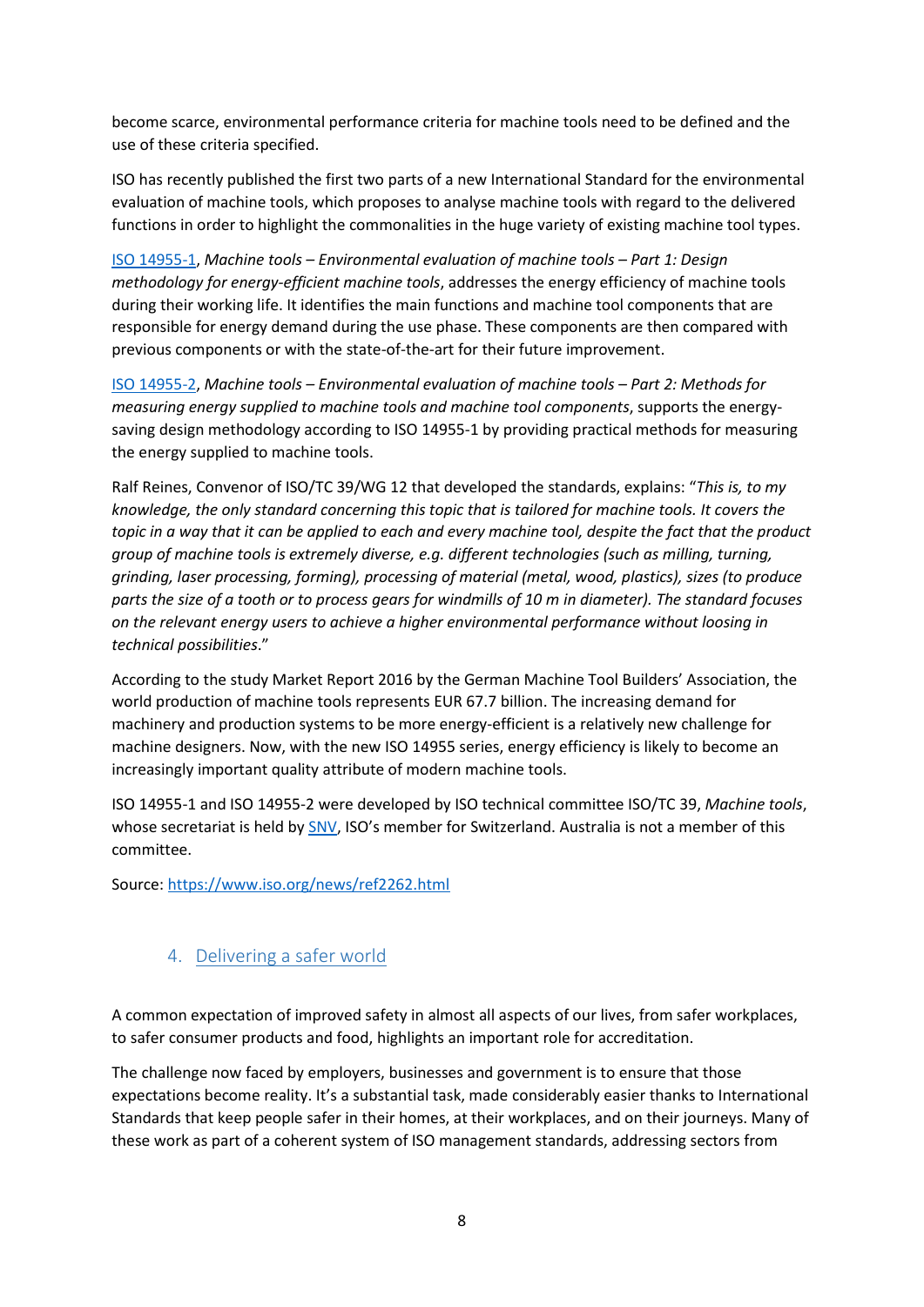become scarce, environmental performance criteria for machine tools need to be defined and the use of these criteria specified.

ISO has recently published the first two parts of a new International Standard for the environmental evaluation of machine tools, which proposes to analyse machine tools with regard to the delivered functions in order to highlight the commonalities in the huge variety of existing machine tool types.

[ISO 14955-1](), *Machine tools – Environmental evaluation of machine tools – Part 1: Design methodology for energy-efficient machine tools*, addresses the energy efficiency of machine tools during their working life. It identifies the main functions and machine tool components that are responsible for energy demand during the use phase. These components are then compared with previous components or with the state-of-the-art for their future improvement.

[ISO 14955-2](), *Machine tools – Environmental evaluation of machine tools – Part 2: Methods for measuring energy supplied to machine tools and machine tool components*, supports the energy-saving design methodology according to ISO 14955-1 by providing practical methods for measuring the energy supplied to machine tools.

Ralf Reines, Convenor of ISO/TC 39/WG 12 that developed the standards, explains: "*This is, to my knowledge, the only standard concerning this topic that is tailored for machine tools. It covers the topic in a way that it can be applied to each and every machine tool, despite the fact that the product group of machine tools is extremely diverse, e.g. different technologies (such as milling, turning, grinding, laser processing, forming), processing of material (metal, wood, plastics), sizes (to produce parts the size of a tooth or to process gears for windmills of 10 m in diameter). The standard focuses on the relevant energy users to achieve a higher environmental performance without loosing in technical possibilities*."

According to the study Market Report 2016 by the German Machine Tool Builders' Association, the world production of machine tools represents EUR 67.7 billion. The increasing demand for machinery and production systems to be more energy-efficient is a relatively new challenge for machine designers. Now, with the new ISO 14955 series, energy efficiency is likely to become an increasingly important quality attribute of modern machine tools.

ISO 14955-1 and ISO 14955-2 were developed by ISO technical committee ISO/TC 39, *Machine tools*, whose secretariat is held by [SNV](), ISO's member for Switzerland. Australia is not a member of this committee.

Source: https://www.iso.org/news/ref2262.html

## 4. Delivering a safer world

A common expectation of improved safety in almost all aspects of our lives, from safer workplaces, to safer consumer products and food, highlights an important role for accreditation.

The challenge now faced by employers, businesses and government is to ensure that those expectations become reality. It's a substantial task, made considerably easier thanks to International Standards that keep people safer in their homes, at their workplaces, and on their journeys. Many of these work as part of a coherent system of ISO management standards, addressing sectors from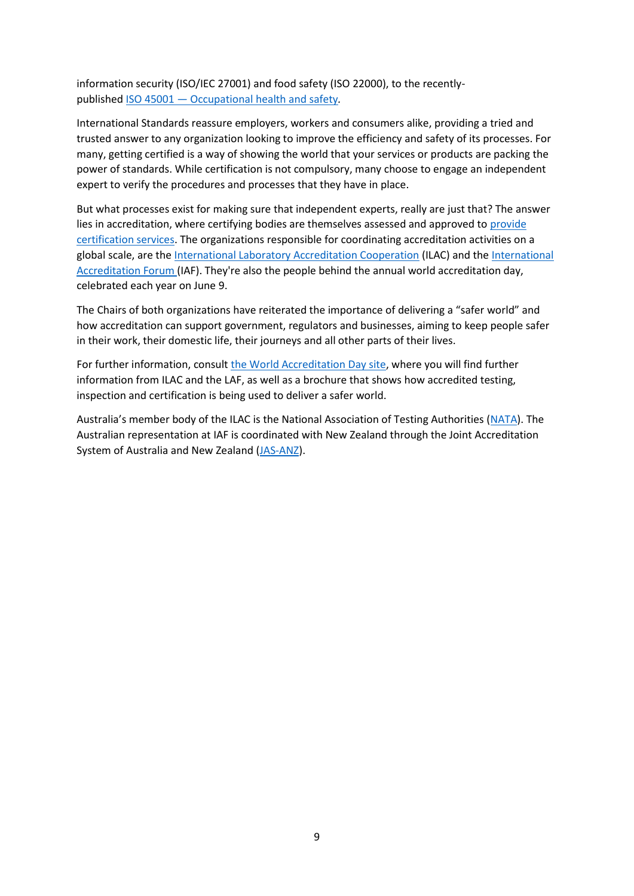information security (ISO/IEC 27001) and food safety (ISO 22000), to the recently-published ISO 45001 — Occupational health and safety.

International Standards reassure employers, workers and consumers alike, providing a tried and trusted answer to any organization looking to improve the efficiency and safety of its processes. For many, getting certified is a way of showing the world that your services or products are packing the power of standards. While certification is not compulsory, many choose to engage an independent expert to verify the procedures and processes that they have in place.

But what processes exist for making sure that independent experts, really are just that? The answer lies in accreditation, where certifying bodies are themselves assessed and approved to provide certification services. The organizations responsible for coordinating accreditation activities on a global scale, are the International Laboratory Accreditation Cooperation (ILAC) and the International Accreditation Forum (IAF). They're also the people behind the annual world accreditation day, celebrated each year on June 9.

The Chairs of both organizations have reiterated the importance of delivering a "safer world" and how accreditation can support government, regulators and businesses, aiming to keep people safer in their work, their domestic life, their journeys and all other parts of their lives.

For further information, consult the World Accreditation Day site, where you will find further information from ILAC and the LAF, as well as a brochure that shows how accredited testing, inspection and certification is being used to deliver a safer world.

Australia's member body of the ILAC is the National Association of Testing Authorities (NATA). The Australian representation at IAF is coordinated with New Zealand through the Joint Accreditation System of Australia and New Zealand (JAS-ANZ).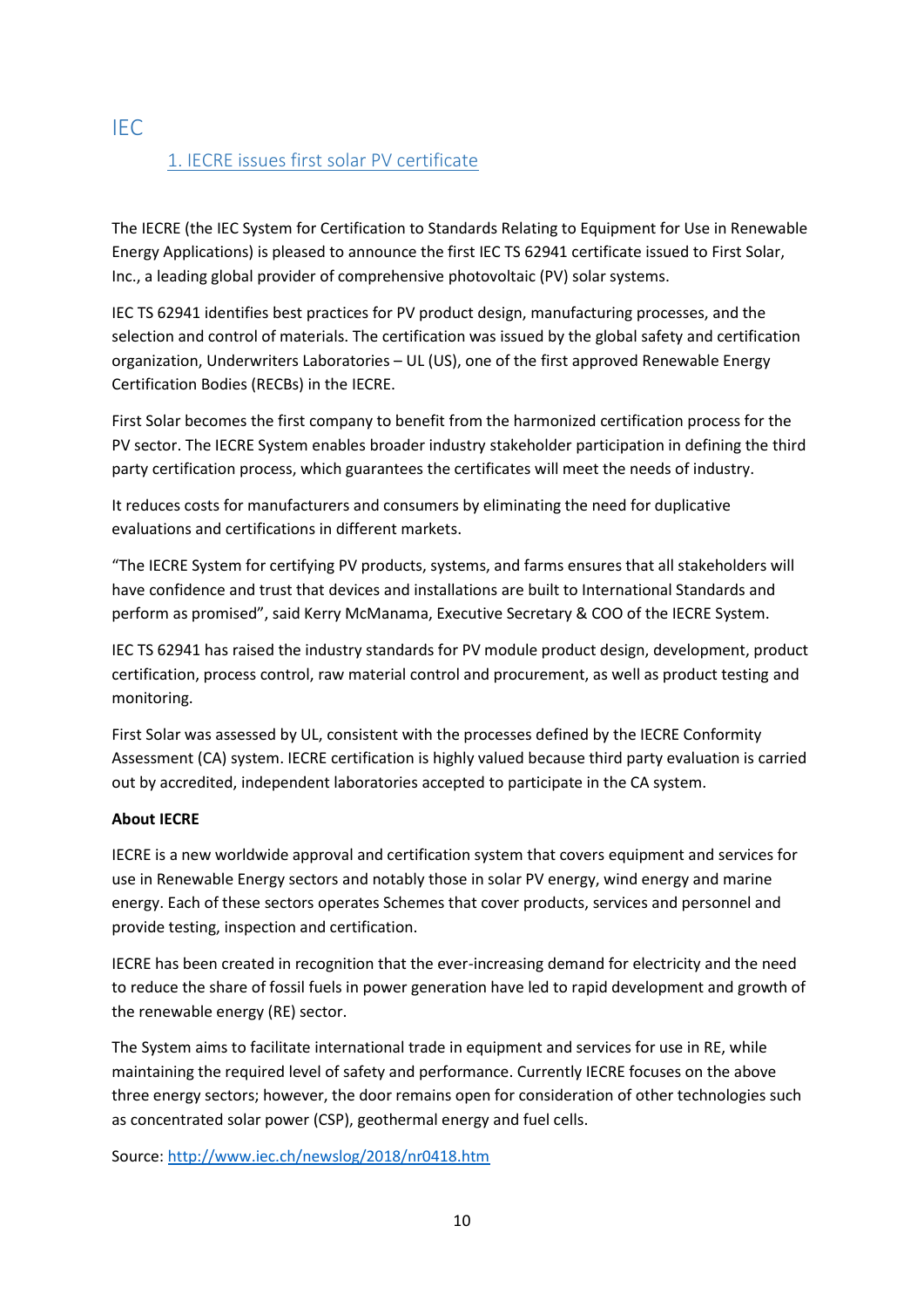# IEC

## 1. IECRE issues first solar PV certificate

The IECRE (the IEC System for Certification to Standards Relating to Equipment for Use in Renewable Energy Applications) is pleased to announce the first IEC TS 62941 certificate issued to First Solar, Inc., a leading global provider of comprehensive photovoltaic (PV) solar systems.

IEC TS 62941 identifies best practices for PV product design, manufacturing processes, and the selection and control of materials. The certification was issued by the global safety and certification organization, Underwriters Laboratories – UL (US), one of the first approved Renewable Energy Certification Bodies (RECBs) in the IECRE.

First Solar becomes the first company to benefit from the harmonized certification process for the PV sector. The IECRE System enables broader industry stakeholder participation in defining the third party certification process, which guarantees the certificates will meet the needs of industry.

It reduces costs for manufacturers and consumers by eliminating the need for duplicative evaluations and certifications in different markets.

"The IECRE System for certifying PV products, systems, and farms ensures that all stakeholders will have confidence and trust that devices and installations are built to International Standards and perform as promised", said Kerry McManama, Executive Secretary & COO of the IECRE System.

IEC TS 62941 has raised the industry standards for PV module product design, development, product certification, process control, raw material control and procurement, as well as product testing and monitoring.

First Solar was assessed by UL, consistent with the processes defined by the IECRE Conformity Assessment (CA) system. IECRE certification is highly valued because third party evaluation is carried out by accredited, independent laboratories accepted to participate in the CA system.

**About IECRE**

IECRE is a new worldwide approval and certification system that covers equipment and services for use in Renewable Energy sectors and notably those in solar PV energy, wind energy and marine energy. Each of these sectors operates Schemes that cover products, services and personnel and provide testing, inspection and certification.

IECRE has been created in recognition that the ever-increasing demand for electricity and the need to reduce the share of fossil fuels in power generation have led to rapid development and growth of the renewable energy (RE) sector.

The System aims to facilitate international trade in equipment and services for use in RE, while maintaining the required level of safety and performance. Currently IECRE focuses on the above three energy sectors; however, the door remains open for consideration of other technologies such as concentrated solar power (CSP), geothermal energy and fuel cells.

Source: http://www.iec.ch/newslog/2018/nr0418.htm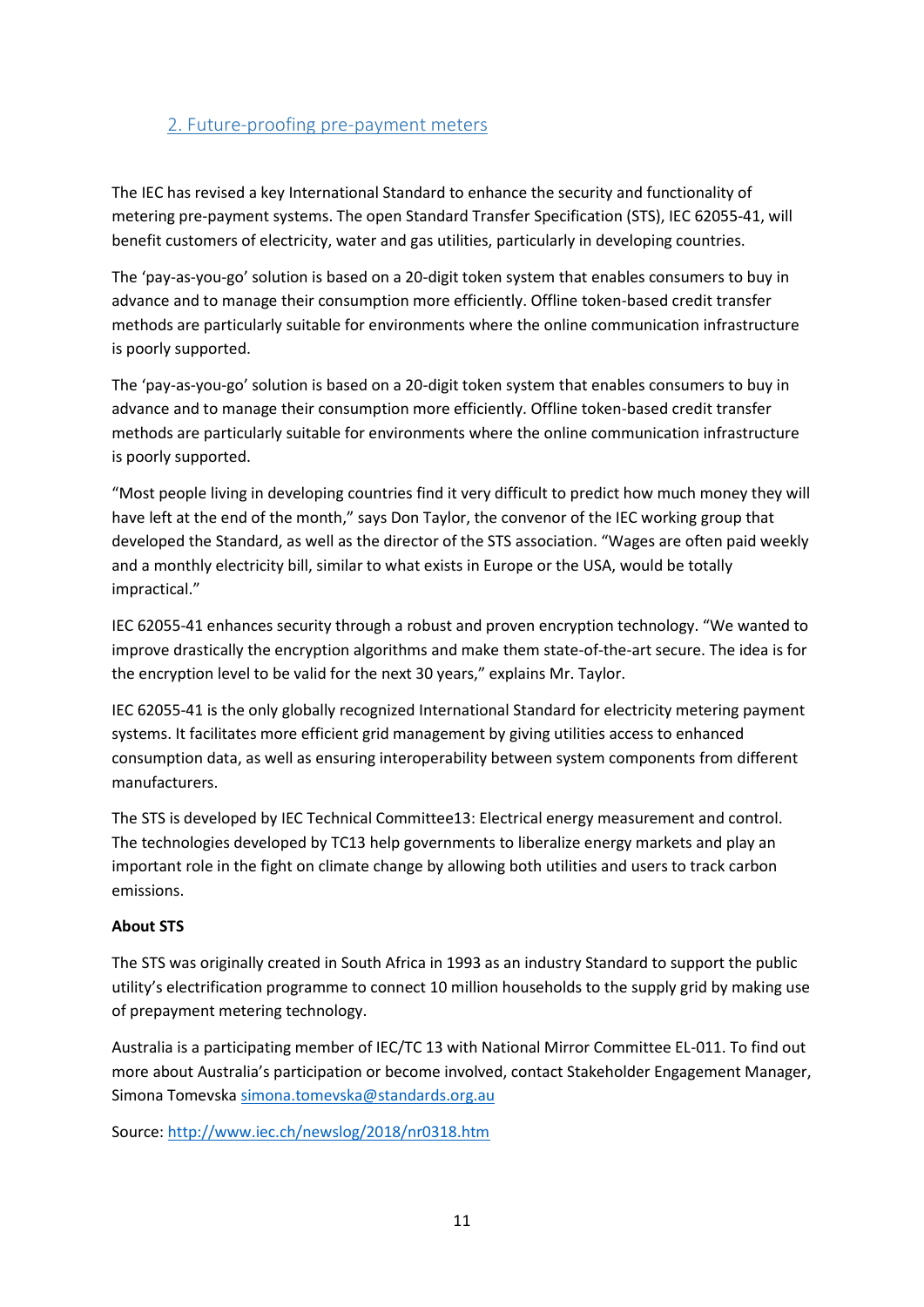## 2. Future-proofing pre-payment meters

The IEC has revised a key International Standard to enhance the security and functionality of metering pre-payment systems. The open Standard Transfer Specification (STS), IEC 62055-41, will benefit customers of electricity, water and gas utilities, particularly in developing countries.

The 'pay-as-you-go' solution is based on a 20-digit token system that enables consumers to buy in advance and to manage their consumption more efficiently. Offline token-based credit transfer methods are particularly suitable for environments where the online communication infrastructure is poorly supported.

The 'pay-as-you-go' solution is based on a 20-digit token system that enables consumers to buy in advance and to manage their consumption more efficiently. Offline token-based credit transfer methods are particularly suitable for environments where the online communication infrastructure is poorly supported.

"Most people living in developing countries find it very difficult to predict how much money they will have left at the end of the month," says Don Taylor, the convenor of the IEC working group that developed the Standard, as well as the director of the STS association. "Wages are often paid weekly and a monthly electricity bill, similar to what exists in Europe or the USA, would be totally impractical."

IEC 62055-41 enhances security through a robust and proven encryption technology. "We wanted to improve drastically the encryption algorithms and make them state-of-the-art secure. The idea is for the encryption level to be valid for the next 30 years," explains Mr. Taylor.

IEC 62055-41 is the only globally recognized International Standard for electricity metering payment systems. It facilitates more efficient grid management by giving utilities access to enhanced consumption data, as well as ensuring interoperability between system components from different manufacturers.

The STS is developed by IEC Technical Committee13: Electrical energy measurement and control. The technologies developed by TC13 help governments to liberalize energy markets and play an important role in the fight on climate change by allowing both utilities and users to track carbon emissions.

**About STS**

The STS was originally created in South Africa in 1993 as an industry Standard to support the public utility's electrification programme to connect 10 million households to the supply grid by making use of prepayment metering technology.

Australia is a participating member of IEC/TC 13 with National Mirror Committee EL-011. To find out more about Australia's participation or become involved, contact Stakeholder Engagement Manager, Simona Tomevska simona.tomevska@standards.org.au

Source: http://www.iec.ch/newslog/2018/nr0318.htm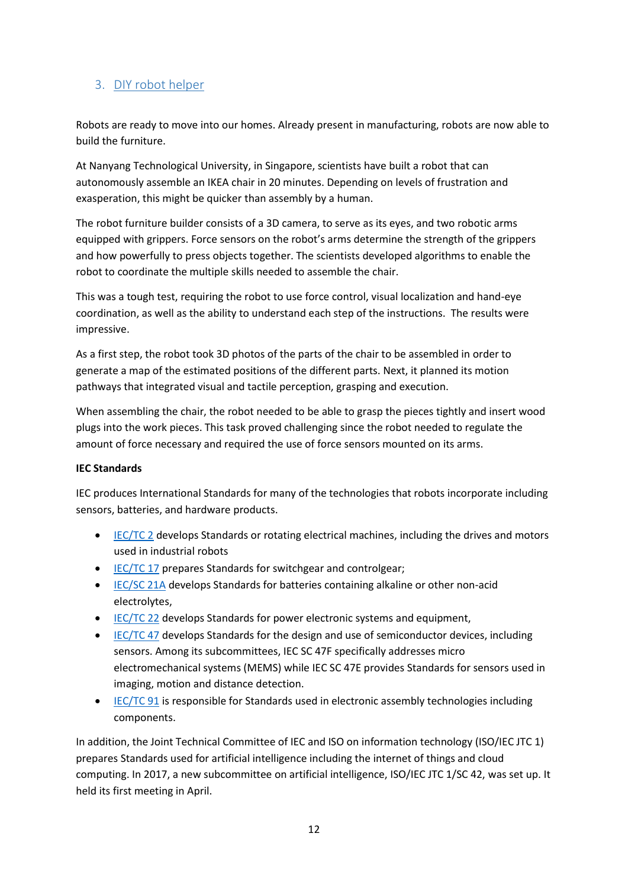## 3. DIY robot helper

Robots are ready to move into our homes. Already present in manufacturing, robots are now able to build the furniture.

At Nanyang Technological University, in Singapore, scientists have built a robot that can autonomously assemble an IKEA chair in 20 minutes. Depending on levels of frustration and exasperation, this might be quicker than assembly by a human.

The robot furniture builder consists of a 3D camera, to serve as its eyes, and two robotic arms equipped with grippers. Force sensors on the robot's arms determine the strength of the grippers and how powerfully to press objects together. The scientists developed algorithms to enable the robot to coordinate the multiple skills needed to assemble the chair.

This was a tough test, requiring the robot to use force control, visual localization and hand-eye coordination, as well as the ability to understand each step of the instructions. The results were impressive.

As a first step, the robot took 3D photos of the parts of the chair to be assembled in order to generate a map of the estimated positions of the different parts. Next, it planned its motion pathways that integrated visual and tactile perception, grasping and execution.

When assembling the chair, the robot needed to be able to grasp the pieces tightly and insert wood plugs into the work pieces. This task proved challenging since the robot needed to regulate the amount of force necessary and required the use of force sensors mounted on its arms.

**IEC Standards**

IEC produces International Standards for many of the technologies that robots incorporate including sensors, batteries, and hardware products.

- IEC/TC 2 develops Standards or rotating electrical machines, including the drives and motors used in industrial robots
- IEC/TC 17 prepares Standards for switchgear and controlgear;
- IEC/SC 21A develops Standards for batteries containing alkaline or other non-acid electrolytes,
- IEC/TC 22 develops Standards for power electronic systems and equipment,
- IEC/TC 47 develops Standards for the design and use of semiconductor devices, including sensors. Among its subcommittees, IEC SC 47F specifically addresses micro electromechanical systems (MEMS) while IEC SC 47E provides Standards for sensors used in imaging, motion and distance detection.
- IEC/TC 91 is responsible for Standards used in electronic assembly technologies including components.

In addition, the Joint Technical Committee of IEC and ISO on information technology (ISO/IEC JTC 1) prepares Standards used for artificial intelligence including the internet of things and cloud computing. In 2017, a new subcommittee on artificial intelligence, ISO/IEC JTC 1/SC 42, was set up. It held its first meeting in April.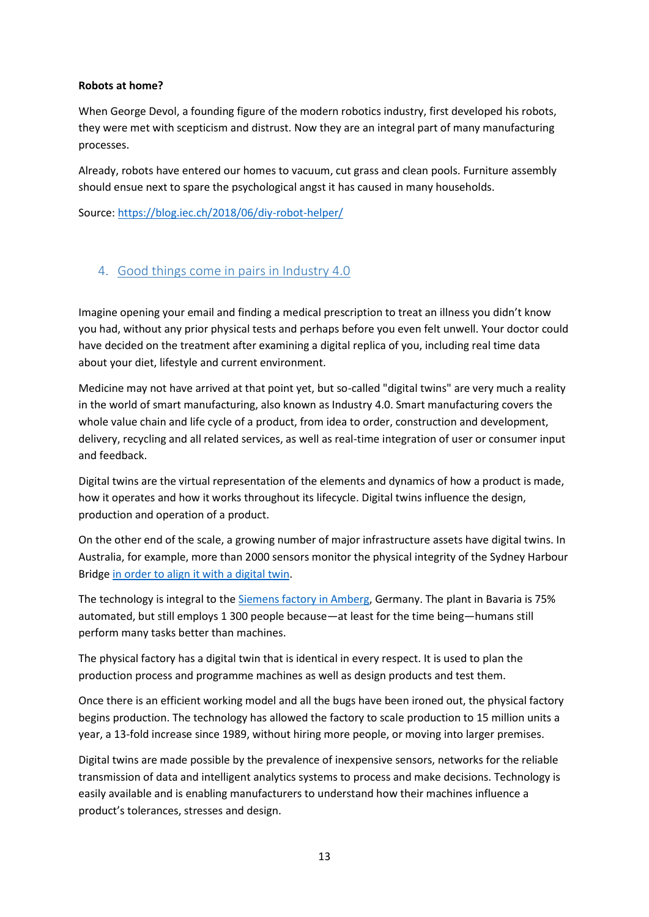**Robots at home?**

When George Devol, a founding figure of the modern robotics industry, first developed his robots, they were met with scepticism and distrust. Now they are an integral part of many manufacturing processes.

Already, robots have entered our homes to vacuum, cut grass and clean pools. Furniture assembly should ensue next to spare the psychological angst it has caused in many households.

Source: https://blog.iec.ch/2018/06/diy-robot-helper/

## 4. Good things come in pairs in Industry 4.0

Imagine opening your email and finding a medical prescription to treat an illness you didn't know you had, without any prior physical tests and perhaps before you even felt unwell. Your doctor could have decided on the treatment after examining a digital replica of you, including real time data about your diet, lifestyle and current environment.

Medicine may not have arrived at that point yet, but so-called "digital twins" are very much a reality in the world of smart manufacturing, also known as Industry 4.0. Smart manufacturing covers the whole value chain and life cycle of a product, from idea to order, construction and development, delivery, recycling and all related services, as well as real-time integration of user or consumer input and feedback.

Digital twins are the virtual representation of the elements and dynamics of how a product is made, how it operates and how it works throughout its lifecycle. Digital twins influence the design, production and operation of a product.

On the other end of the scale, a growing number of major infrastructure assets have digital twins. In Australia, for example, more than 2000 sensors monitor the physical integrity of the Sydney Harbour Bridge in order to align it with a digital twin.

The technology is integral to the Siemens factory in Amberg, Germany. The plant in Bavaria is 75% automated, but still employs 1 300 people because—at least for the time being—humans still perform many tasks better than machines.

The physical factory has a digital twin that is identical in every respect. It is used to plan the production process and programme machines as well as design products and test them.

Once there is an efficient working model and all the bugs have been ironed out, the physical factory begins production. The technology has allowed the factory to scale production to 15 million units a year, a 13-fold increase since 1989, without hiring more people, or moving into larger premises.

Digital twins are made possible by the prevalence of inexpensive sensors, networks for the reliable transmission of data and intelligent analytics systems to process and make decisions. Technology is easily available and is enabling manufacturers to understand how their machines influence a product's tolerances, stresses and design.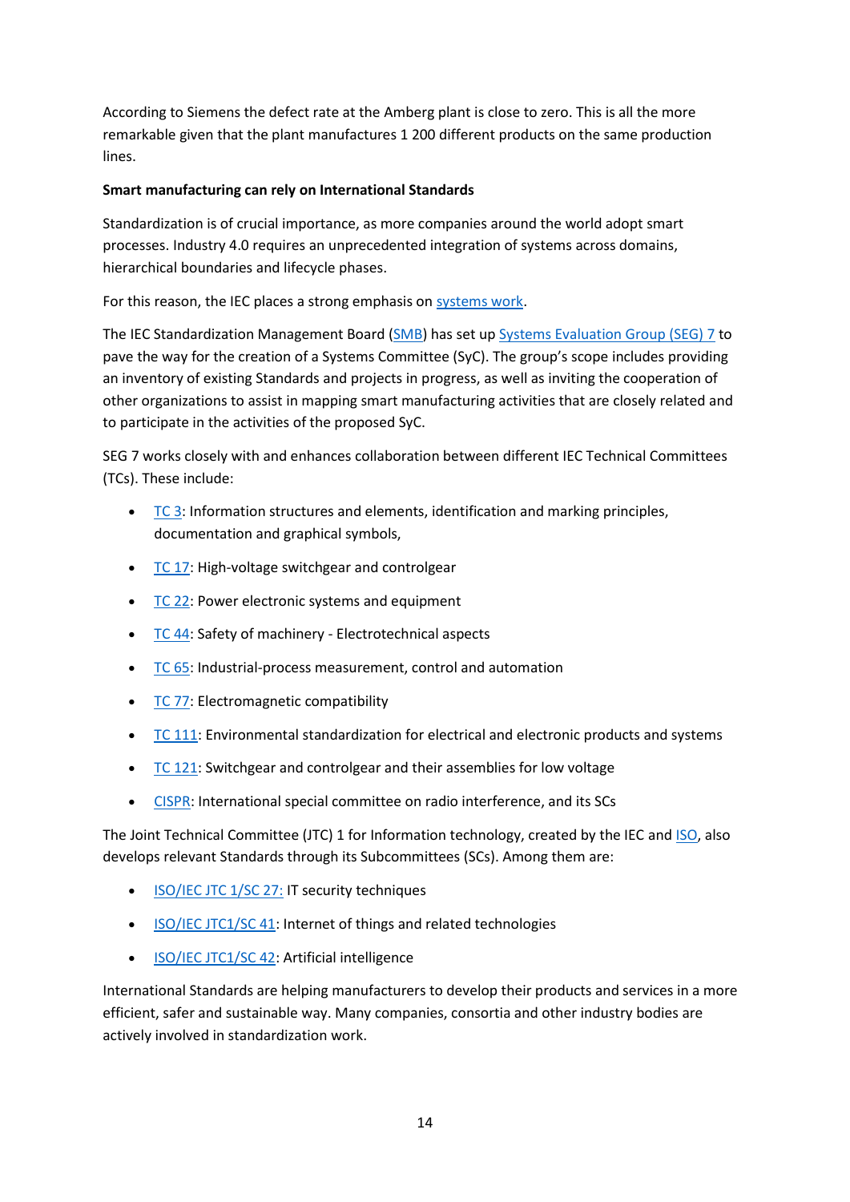According to Siemens the defect rate at the Amberg plant is close to zero. This is all the more remarkable given that the plant manufactures 1 200 different products on the same production lines.

**Smart manufacturing can rely on International Standards**

Standardization is of crucial importance, as more companies around the world adopt smart processes. Industry 4.0 requires an unprecedented integration of systems across domains, hierarchical boundaries and lifecycle phases.

For this reason, the IEC places a strong emphasis on systems work.

The IEC Standardization Management Board (SMB) has set up Systems Evaluation Group (SEG) 7 to pave the way for the creation of a Systems Committee (SyC). The group's scope includes providing an inventory of existing Standards and projects in progress, as well as inviting the cooperation of other organizations to assist in mapping smart manufacturing activities that are closely related and to participate in the activities of the proposed SyC.

SEG 7 works closely with and enhances collaboration between different IEC Technical Committees (TCs). These include:

- TC 3: Information structures and elements, identification and marking principles, documentation and graphical symbols,
- TC 17: High-voltage switchgear and controlgear
- TC 22: Power electronic systems and equipment
- TC 44: Safety of machinery - Electrotechnical aspects
- TC 65: Industrial-process measurement, control and automation
- TC 77: Electromagnetic compatibility
- TC 111: Environmental standardization for electrical and electronic products and systems
- TC 121: Switchgear and controlgear and their assemblies for low voltage
- CISPR: International special committee on radio interference, and its SCs

The Joint Technical Committee (JTC) 1 for Information technology, created by the IEC and ISO, also develops relevant Standards through its Subcommittees (SCs). Among them are:

- ISO/IEC JTC 1/SC 27: IT security techniques
- ISO/IEC JTC1/SC 41: Internet of things and related technologies
- ISO/IEC JTC1/SC 42: Artificial intelligence

International Standards are helping manufacturers to develop their products and services in a more efficient, safer and sustainable way. Many companies, consortia and other industry bodies are actively involved in standardization work.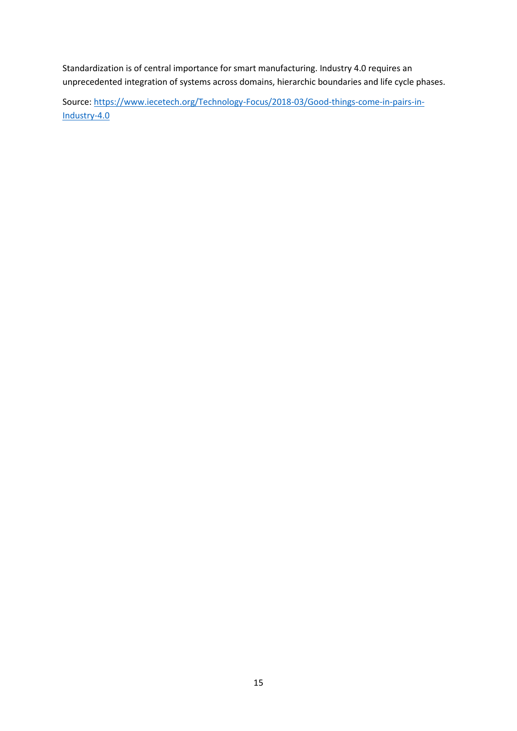Standardization is of central importance for smart manufacturing. Industry 4.0 requires an unprecedented integration of systems across domains, hierarchic boundaries and life cycle phases.

Source: [https://www.iecetech.org/Technology-Focus/2018-03/Good-things-come-in-pairs-in-Industry-4.0](https://www.iecetech.org/Technology-Focus/2018-03/Good-things-come-in-pairs-in-Industry-4.0)